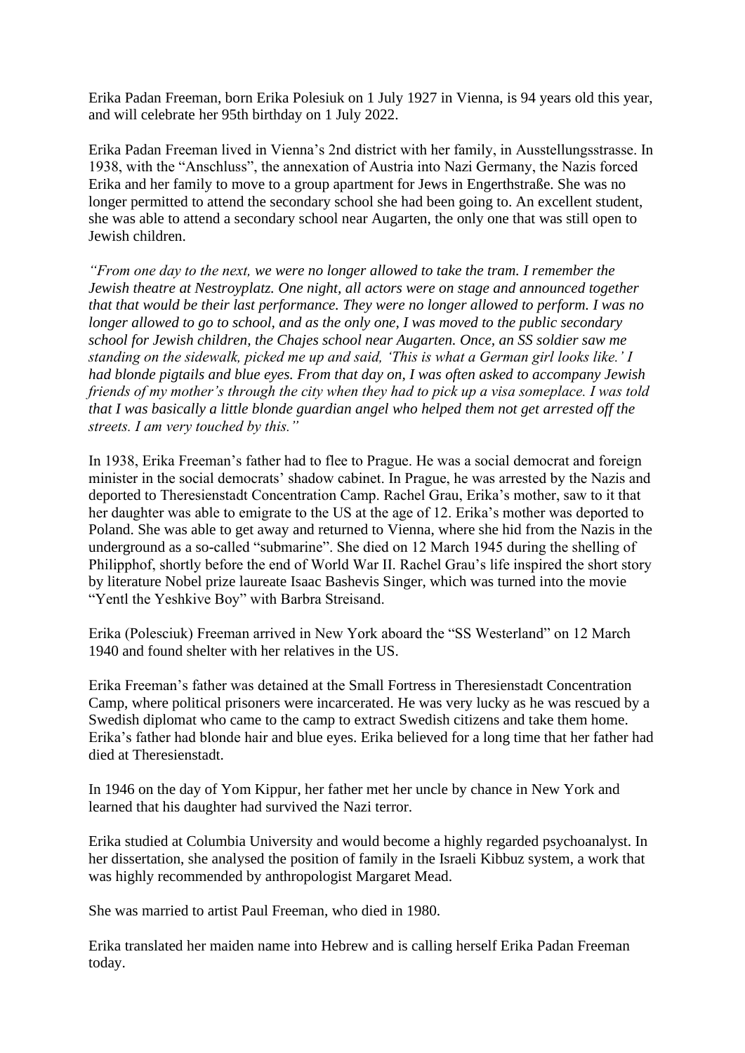Erika Padan Freeman, born Erika Polesiuk on 1 July 1927 in Vienna, is 94 years old this year, and will celebrate her 95th birthday on 1 July 2022.

Erika Padan Freeman lived in Vienna's 2nd district with her family, in Ausstellungsstrasse. In 1938, with the "Anschluss", the annexation of Austria into Nazi Germany, the Nazis forced Erika and her family to move to a group apartment for Jews in Engerthstraße. She was no longer permitted to attend the secondary school she had been going to. An excellent student, she was able to attend a secondary school near Augarten, the only one that was still open to Jewish children.

*"From one day to the next, we were no longer allowed to take the tram. I remember the Jewish theatre at Nestroyplatz. One night, all actors were on stage and announced together that that would be their last performance. They were no longer allowed to perform. I was no longer allowed to go to school, and as the only one, I was moved to the public secondary school for Jewish children, the Chajes school near Augarten. Once, an SS soldier saw me standing on the sidewalk, picked me up and said, 'This is what a German girl looks like.' I had blonde pigtails and blue eyes. From that day on, I was often asked to accompany Jewish friends of my mother's through the city when they had to pick up a visa someplace. I was told that I was basically a little blonde guardian angel who helped them not get arrested off the streets. I am very touched by this."*

In 1938, Erika Freeman's father had to flee to Prague. He was a social democrat and foreign minister in the social democrats' shadow cabinet. In Prague, he was arrested by the Nazis and deported to Theresienstadt Concentration Camp. Rachel Grau, Erika's mother, saw to it that her daughter was able to emigrate to the US at the age of 12. Erika's mother was deported to Poland. She was able to get away and returned to Vienna, where she hid from the Nazis in the underground as a so-called "submarine". She died on 12 March 1945 during the shelling of Philipphof, shortly before the end of World War II. Rachel Grau's life inspired the short story by literature Nobel prize laureate Isaac Bashevis Singer, which was turned into the movie "Yentl the Yeshkive Boy" with Barbra Streisand.

Erika (Polesciuk) Freeman arrived in New York aboard the "SS Westerland" on 12 March 1940 and found shelter with her relatives in the US.

Erika Freeman's father was detained at the Small Fortress in Theresienstadt Concentration Camp, where political prisoners were incarcerated. He was very lucky as he was rescued by a Swedish diplomat who came to the camp to extract Swedish citizens and take them home. Erika's father had blonde hair and blue eyes. Erika believed for a long time that her father had died at Theresienstadt.

In 1946 on the day of Yom Kippur, her father met her uncle by chance in New York and learned that his daughter had survived the Nazi terror.

Erika studied at Columbia University and would become a highly regarded psychoanalyst. In her dissertation, she analysed the position of family in the Israeli Kibbuz system, a work that was highly recommended by anthropologist Margaret Mead.

She was married to artist Paul Freeman, who died in 1980.

Erika translated her maiden name into Hebrew and is calling herself Erika Padan Freeman today.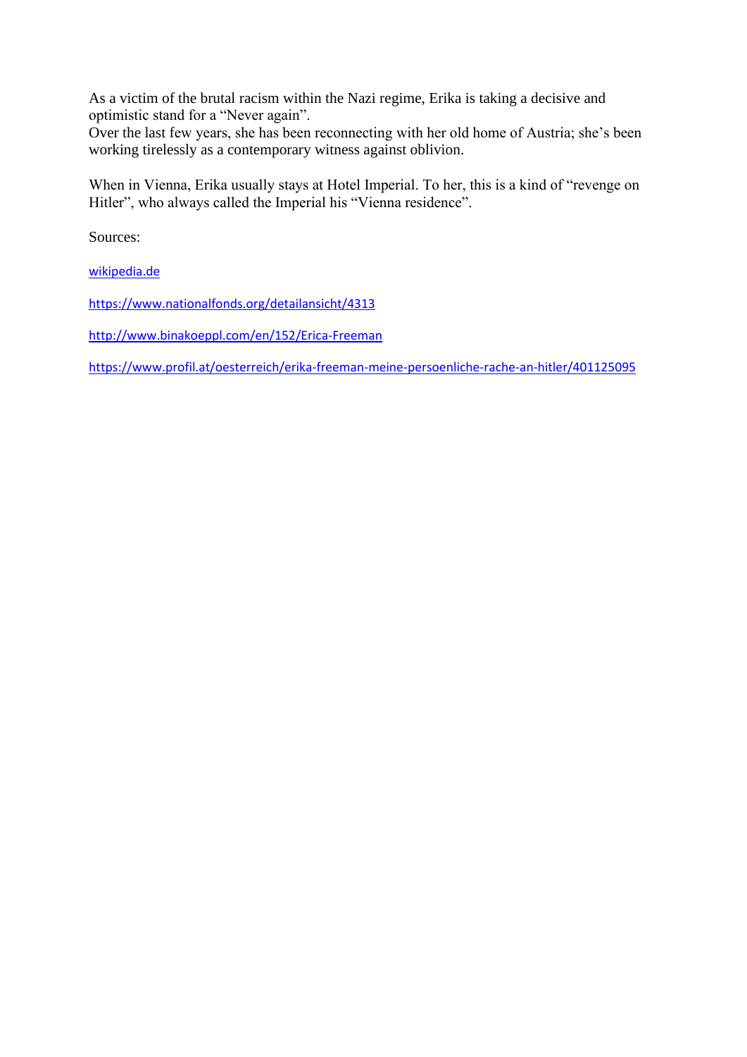As a victim of the brutal racism within the Nazi regime, Erika is taking a decisive and optimistic stand for a "Never again".
Over the last few years, she has been reconnecting with her old home of Austria; she's been working tirelessly as a contemporary witness against oblivion.

When in Vienna, Erika usually stays at Hotel Imperial. To her, this is a kind of "revenge on Hitler", who always called the Imperial his "Vienna residence".

Sources:

wikipedia.de

https://www.nationalfonds.org/detailansicht/4313

http://www.binakoeppl.com/en/152/Erica-Freeman

https://www.profil.at/oesterreich/erika-freeman-meine-persoenliche-rache-an-hitler/401125095